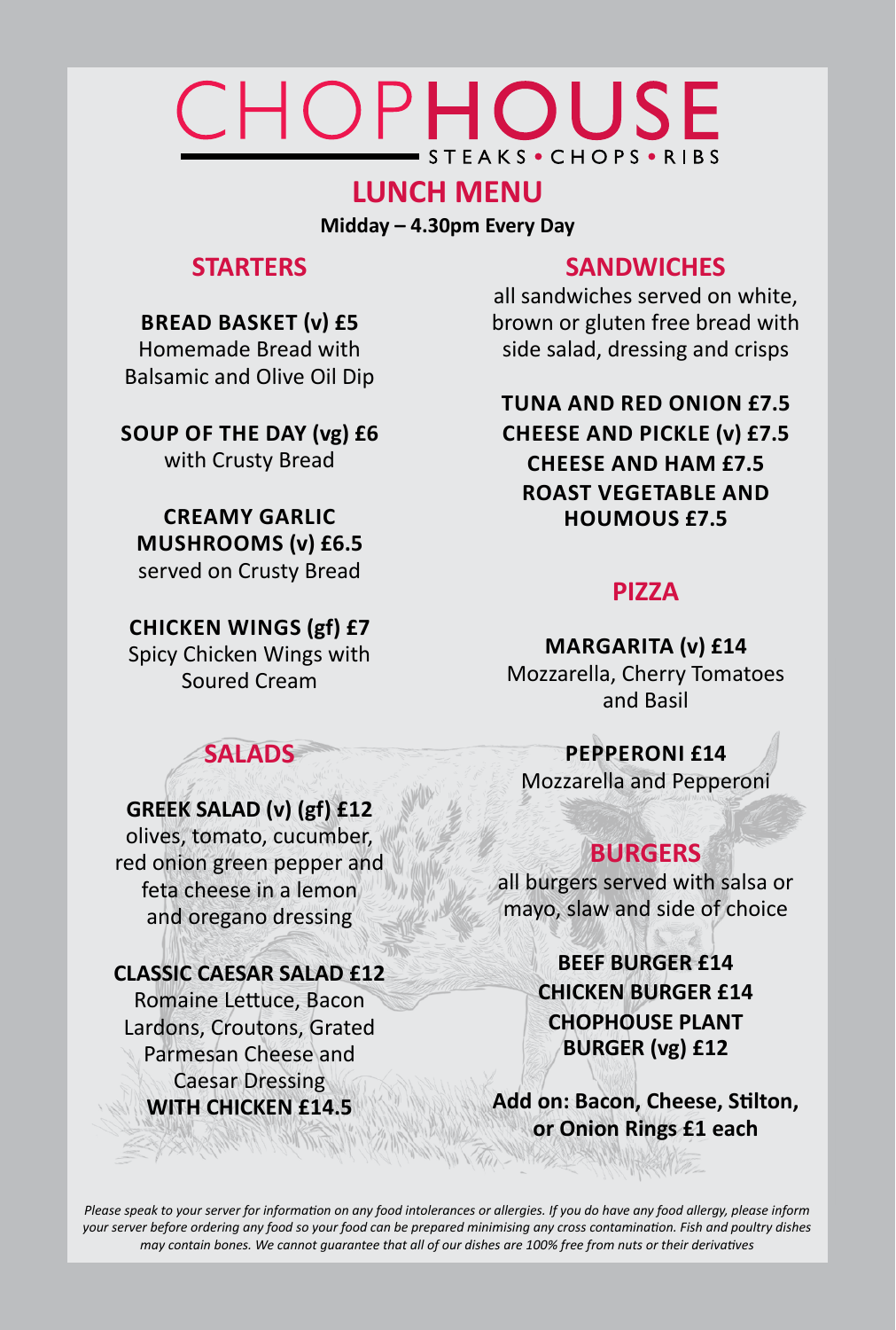# CHOPHOUSE

STEAKS • CHOPS • RIBS

## LUNCH MENU

**Midday – 4.30pm Every Day**

### STARTERS

**BREAD BASKET (v) £5**
Homemade Bread with Balsamic and Olive Oil Dip

**SOUP OF THE DAY (vg) £6**
with Crusty Bread

**CREAMY GARLIC MUSHROOMS (v) £6.5**
served on Crusty Bread

**CHICKEN WINGS (gf) £7**
Spicy Chicken Wings with Soured Cream

### SALADS

**GREEK SALAD (v) (gf) £12**
olives, tomato, cucumber, red onion green pepper and feta cheese in a lemon and oregano dressing

**CLASSIC CAESAR SALAD £12**
Romaine Lettuce, Bacon Lardons, Croutons, Grated Parmesan Cheese and Caesar Dressing
**WITH CHICKEN £14.5**

### SANDWICHES

all sandwiches served on white, brown or gluten free bread with side salad, dressing and crisps

**TUNA AND RED ONION £7.5**
**CHEESE AND PICKLE (v) £7.5**
**CHEESE AND HAM £7.5**
**ROAST VEGETABLE AND HOUMOUS £7.5**

### PIZZA

**MARGARITA (v) £14**
Mozzarella, Cherry Tomatoes and Basil

**PEPPERONI £14**
Mozzarella and Pepperoni

### BURGERS

all burgers served with salsa or mayo, slaw and side of choice

**BEEF BURGER £14**
**CHICKEN BURGER £14**
**CHOPHOUSE PLANT BURGER (vg) £12**

**Add on: Bacon, Cheese, Stilton, or Onion Rings £1 each**

*Please speak to your server for information on any food intolerances or allergies. If you do have any food allergy, please inform your server before ordering any food so your food can be prepared minimising any cross contamination. Fish and poultry dishes may contain bones. We cannot guarantee that all of our dishes are 100% free from nuts or their derivatives*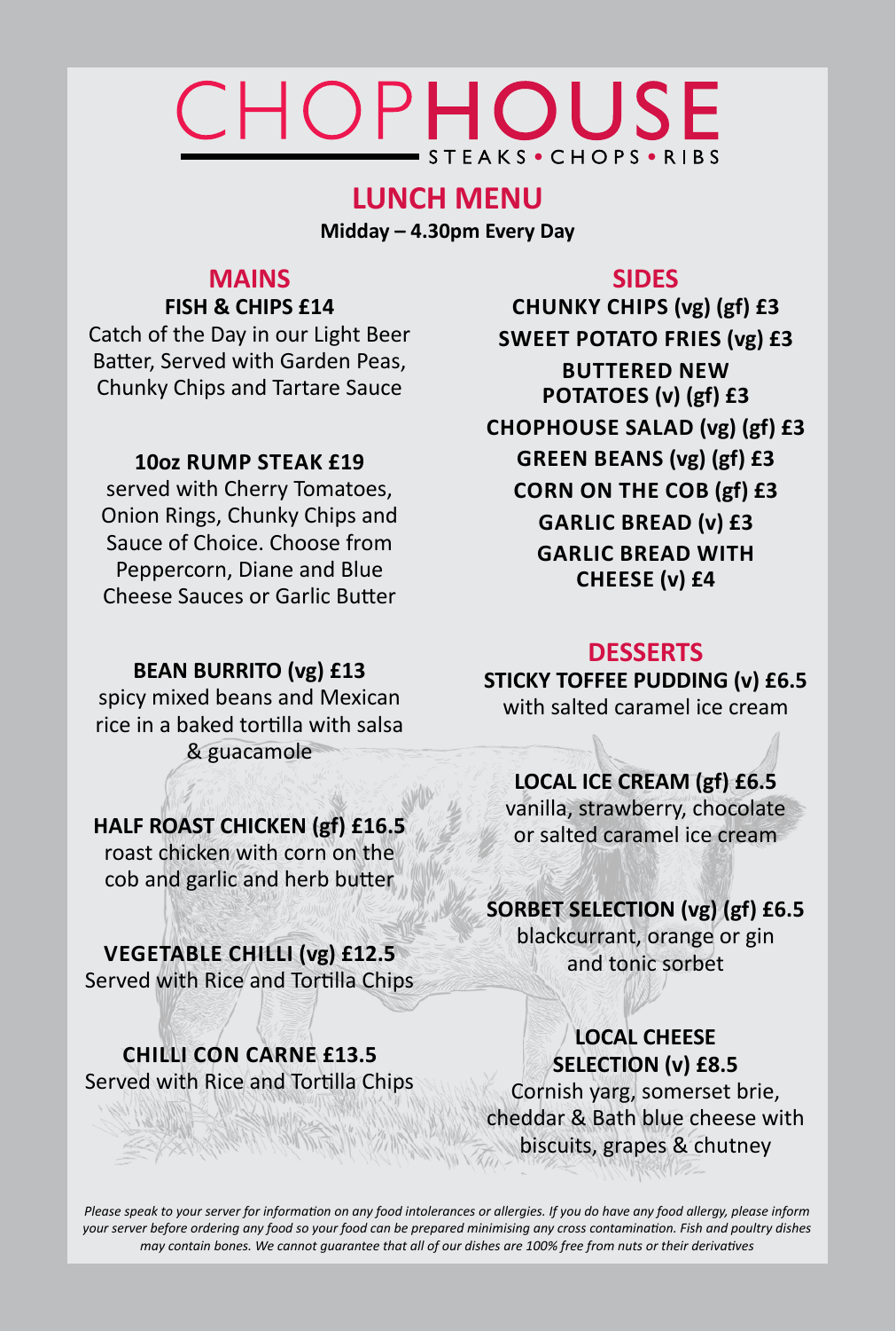# CHOPHOUSE

STEAKS • CHOPS • RIBS

## LUNCH MENU

**Midday – 4.30pm Every Day**

## MAINS

**FISH & CHIPS £14**

Catch of the Day in our Light Beer Batter, Served with Garden Peas, Chunky Chips and Tartare Sauce

**10oz RUMP STEAK £19**

served with Cherry Tomatoes, Onion Rings, Chunky Chips and Sauce of Choice. Choose from Peppercorn, Diane and Blue Cheese Sauces or Garlic Butter

**BEAN BURRITO (vg) £13**

spicy mixed beans and Mexican rice in a baked tortilla with salsa & guacamole

**HALF ROAST CHICKEN (gf) £16.5**

roast chicken with corn on the cob and garlic and herb butter

**VEGETABLE CHILLI (vg) £12.5**

Served with Rice and Tortilla Chips

**CHILLI CON CARNE £13.5**

Served with Rice and Tortilla Chips

## SIDES

**CHUNKY CHIPS (vg) (gf) £3**

**SWEET POTATO FRIES (vg) £3**

**BUTTERED NEW POTATOES (v) (gf) £3**

**CHOPHOUSE SALAD (vg) (gf) £3**

**GREEN BEANS (vg) (gf) £3**

**CORN ON THE COB (gf) £3**

**GARLIC BREAD (v) £3**

**GARLIC BREAD WITH CHEESE (v) £4**

## DESSERTS

**STICKY TOFFEE PUDDING (v) £6.5**

with salted caramel ice cream

**LOCAL ICE CREAM (gf) £6.5**

vanilla, strawberry, chocolate or salted caramel ice cream

**SORBET SELECTION (vg) (gf) £6.5**

blackcurrant, orange or gin and tonic sorbet

**LOCAL CHEESE SELECTION (v) £8.5**

Cornish yarg, somerset brie, cheddar & Bath blue cheese with biscuits, grapes & chutney

*Please speak to your server for information on any food intolerances or allergies. If you do have any food allergy, please inform your server before ordering any food so your food can be prepared minimising any cross contamination. Fish and poultry dishes may contain bones. We cannot guarantee that all of our dishes are 100% free from nuts or their derivatives*